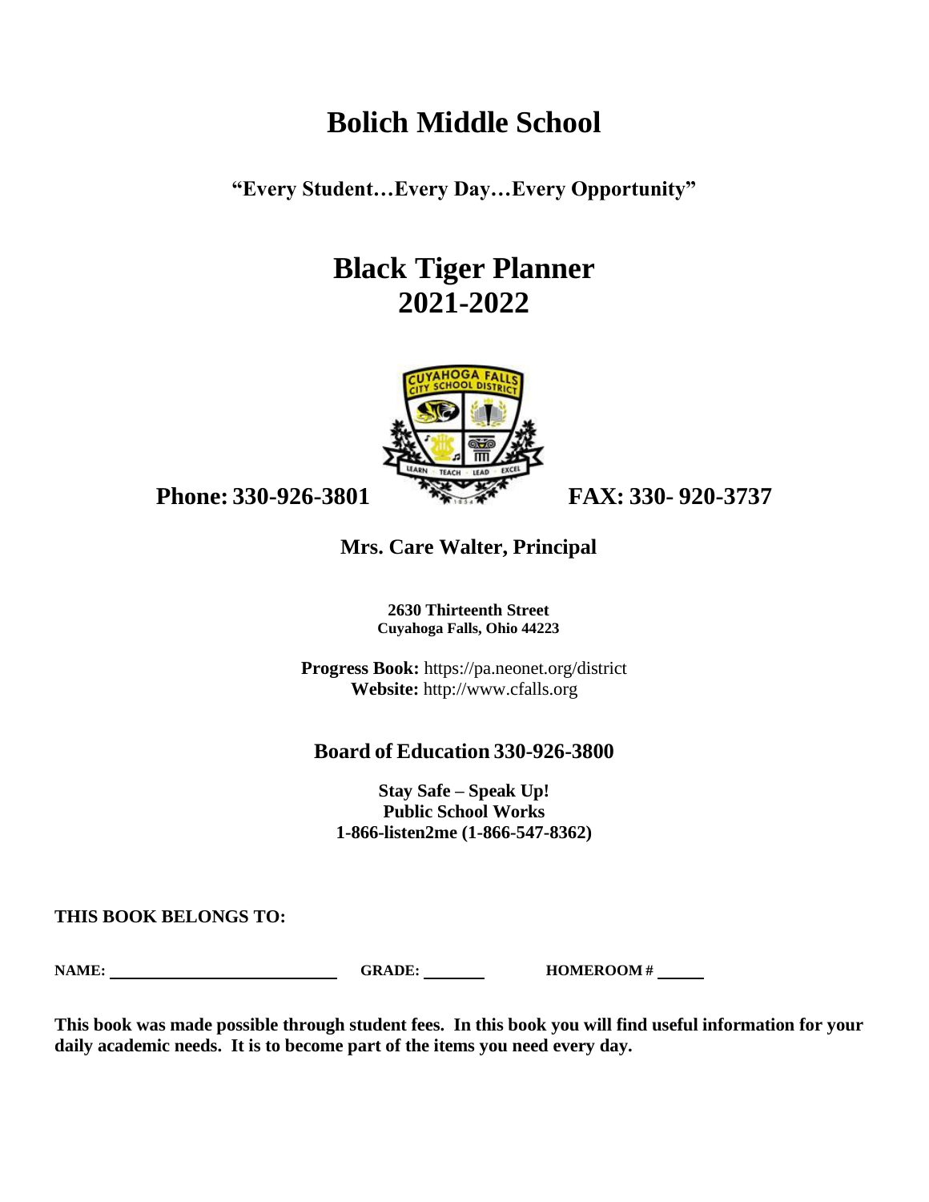# Bolich Middle School

**"Every Student…Every Day…Every Opportunity"**

# Black Tiger Planner
# 2021-2022

**Phone: 330-926-3801** **FAX: 330- 920-3737**

### Mrs. Care Walter, Principal

**2630 Thirteenth Street**
**Cuyahoga Falls, Ohio 44223**

**Progress Book:** https://pa.neonet.org/district
**Website:** http://www.cfalls.org

### Board of Education 330-926-3800

**Stay Safe – Speak Up!**
**Public School Works**
**1-866-listen2me (1-866-547-8362)**

**THIS BOOK BELONGS TO:**

**NAME:** ____________________ **GRADE:** ________ **HOMEROOM #** ______

**This book was made possible through student fees. In this book you will find useful information for your daily academic needs. It is to become part of the items you need every day.**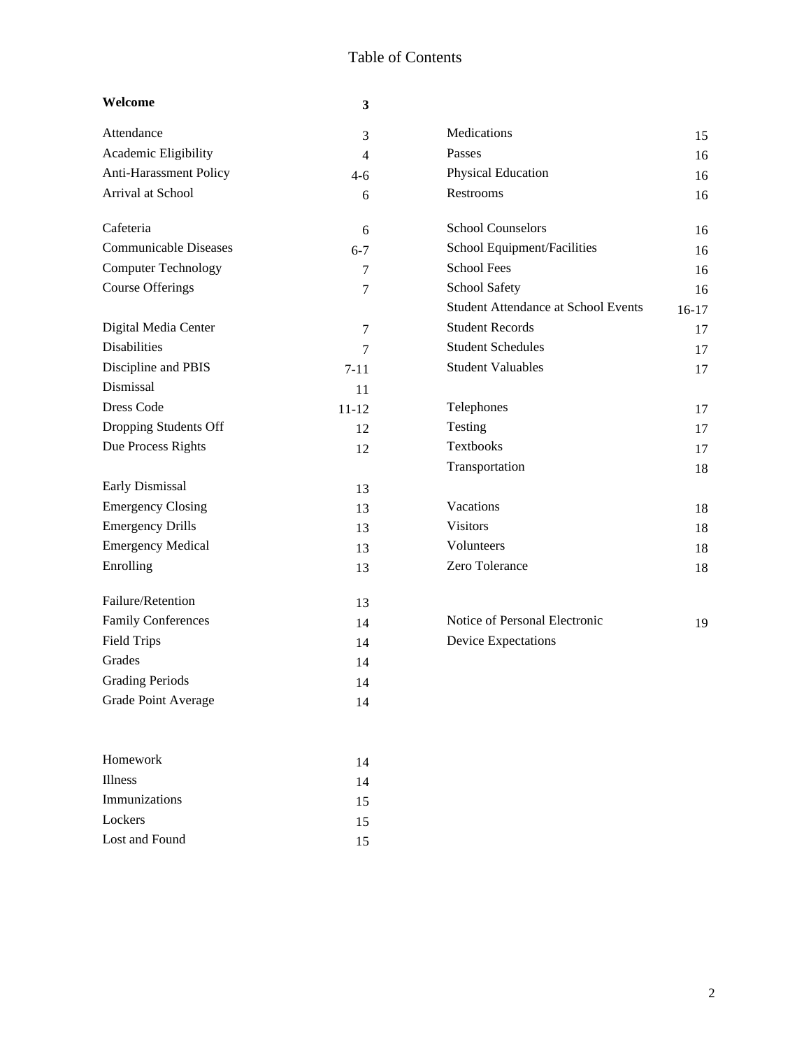# Table of Contents

| | |
|---|---|
| **Welcome** | **3** |
| Attendance | 3 |
| Academic Eligibility | 4 |
| Anti-Harassment Policy | 4-6 |
| Arrival at School | 6 |
| Cafeteria | 6 |
| Communicable Diseases | 6-7 |
| Computer Technology | 7 |
| Course Offerings | 7 |
| Digital Media Center | 7 |
| Disabilities | 7 |
| Discipline and PBIS | 7-11 |
| Dismissal | 11 |
| Dress Code | 11-12 |
| Dropping Students Off | 12 |
| Due Process Rights | 12 |
| Early Dismissal | 13 |
| Emergency Closing | 13 |
| Emergency Drills | 13 |
| Emergency Medical | 13 |
| Enrolling | 13 |
| Failure/Retention | 13 |
| Family Conferences | 14 |
| Field Trips | 14 |
| Grades | 14 |
| Grading Periods | 14 |
| Grade Point Average | 14 |
| Homework | 14 |
| Illness | 14 |
| Immunizations | 15 |
| Lockers | 15 |
| Lost and Found | 15 |
| Medications | 15 |
| Passes | 16 |
| Physical Education | 16 |
| Restrooms | 16 |
| School Counselors | 16 |
| School Equipment/Facilities | 16 |
| School Fees | 16 |
| School Safety | 16 |
| Student Attendance at School Events | 16-17 |
| Student Records | 17 |
| Student Schedules | 17 |
| Student Valuables | 17 |
| Telephones | 17 |
| Testing | 17 |
| Textbooks | 17 |
| Transportation | 18 |
| Vacations | 18 |
| Visitors | 18 |
| Volunteers | 18 |
| Zero Tolerance | 18 |
| Notice of Personal Electronic Device Expectations | 19 |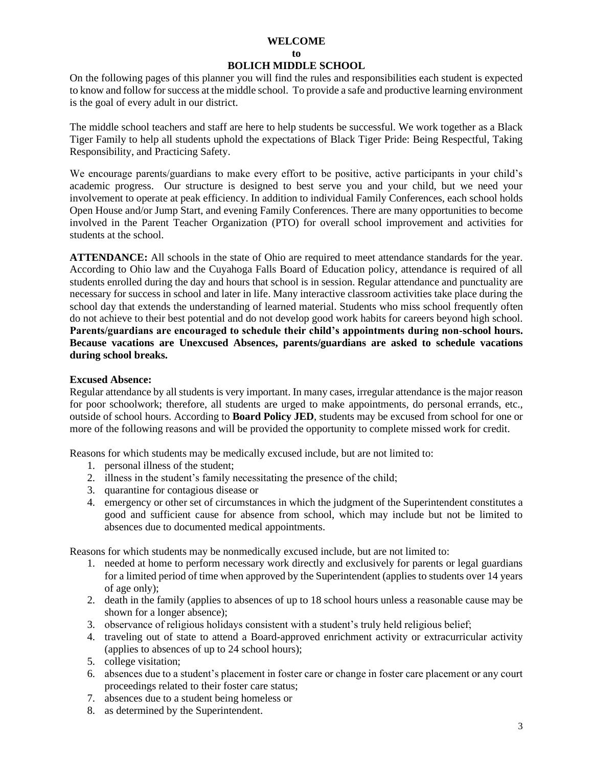# WELCOME
## to
## BOLICH MIDDLE SCHOOL

On the following pages of this planner you will find the rules and responsibilities each student is expected to know and follow for success at the middle school. To provide a safe and productive learning environment is the goal of every adult in our district.

The middle school teachers and staff are here to help students be successful. We work together as a Black Tiger Family to help all students uphold the expectations of Black Tiger Pride: Being Respectful, Taking Responsibility, and Practicing Safety.

We encourage parents/guardians to make every effort to be positive, active participants in your child's academic progress. Our structure is designed to best serve you and your child, but we need your involvement to operate at peak efficiency. In addition to individual Family Conferences, each school holds Open House and/or Jump Start, and evening Family Conferences. There are many opportunities to become involved in the Parent Teacher Organization (PTO) for overall school improvement and activities for students at the school.

**ATTENDANCE:** All schools in the state of Ohio are required to meet attendance standards for the year. According to Ohio law and the Cuyahoga Falls Board of Education policy, attendance is required of all students enrolled during the day and hours that school is in session. Regular attendance and punctuality are necessary for success in school and later in life. Many interactive classroom activities take place during the school day that extends the understanding of learned material. Students who miss school frequently often do not achieve to their best potential and do not develop good work habits for careers beyond high school. **Parents/guardians are encouraged to schedule their child's appointments during non-school hours. Because vacations are Unexcused Absences, parents/guardians are asked to schedule vacations during school breaks.**

**Excused Absence:**

Regular attendance by all students is very important. In many cases, irregular attendance is the major reason for poor schoolwork; therefore, all students are urged to make appointments, do personal errands, etc., outside of school hours. According to **Board Policy JED**, students may be excused from school for one or more of the following reasons and will be provided the opportunity to complete missed work for credit.

Reasons for which students may be medically excused include, but are not limited to:

1. personal illness of the student;
2. illness in the student's family necessitating the presence of the child;
3. quarantine for contagious disease or
4. emergency or other set of circumstances in which the judgment of the Superintendent constitutes a good and sufficient cause for absence from school, which may include but not be limited to absences due to documented medical appointments.

Reasons for which students may be nonmedically excused include, but are not limited to:

1. needed at home to perform necessary work directly and exclusively for parents or legal guardians for a limited period of time when approved by the Superintendent (applies to students over 14 years of age only);
2. death in the family (applies to absences of up to 18 school hours unless a reasonable cause may be shown for a longer absence);
3. observance of religious holidays consistent with a student's truly held religious belief;
4. traveling out of state to attend a Board-approved enrichment activity or extracurricular activity (applies to absences of up to 24 school hours);
5. college visitation;
6. absences due to a student's placement in foster care or change in foster care placement or any court proceedings related to their foster care status;
7. absences due to a student being homeless or
8. as determined by the Superintendent.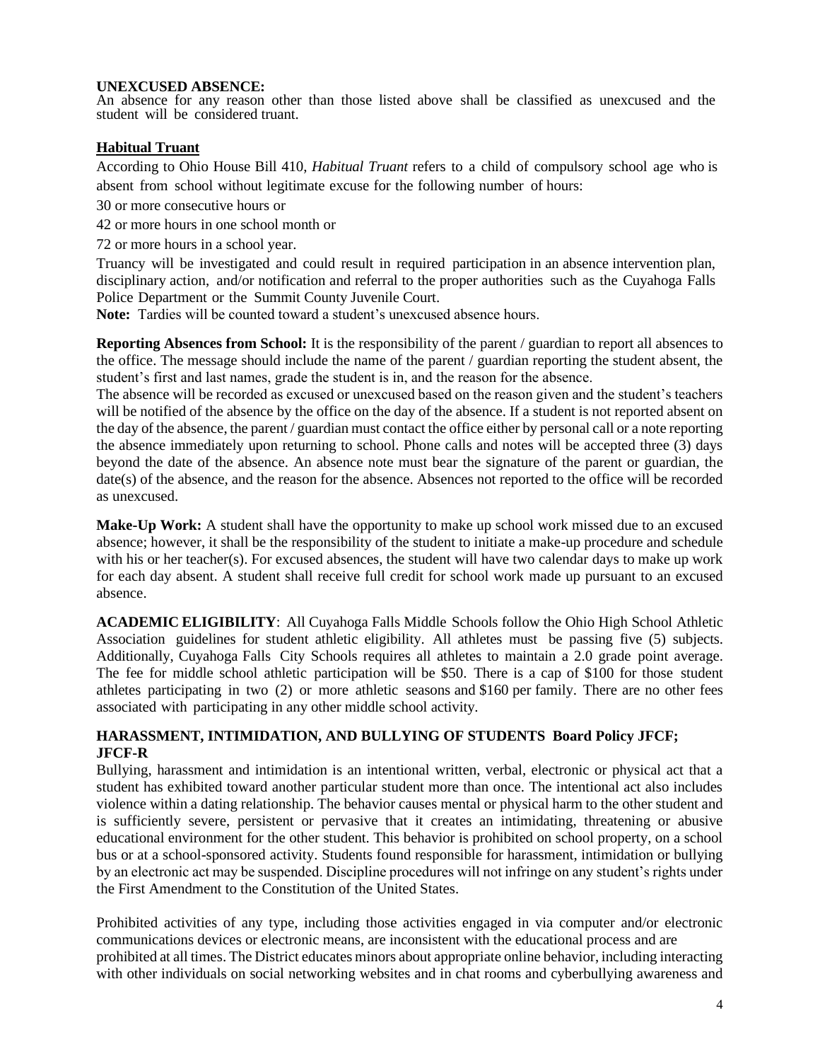**UNEXCUSED ABSENCE:**
An absence for any reason other than those listed above shall be classified as unexcused and the student will be considered truant.

**Habitual Truant**

According to Ohio House Bill 410, *Habitual Truant* refers to a child of compulsory school age who is absent from school without legitimate excuse for the following number of hours:

30 or more consecutive hours or

42 or more hours in one school month or

72 or more hours in a school year.

Truancy will be investigated and could result in required participation in an absence intervention plan, disciplinary action, and/or notification and referral to the proper authorities such as the Cuyahoga Falls Police Department or the Summit County Juvenile Court.

**Note:** Tardies will be counted toward a student's unexcused absence hours.

**Reporting Absences from School:** It is the responsibility of the parent / guardian to report all absences to the office. The message should include the name of the parent / guardian reporting the student absent, the student's first and last names, grade the student is in, and the reason for the absence.

The absence will be recorded as excused or unexcused based on the reason given and the student's teachers will be notified of the absence by the office on the day of the absence. If a student is not reported absent on the day of the absence, the parent / guardian must contact the office either by personal call or a note reporting the absence immediately upon returning to school. Phone calls and notes will be accepted three (3) days beyond the date of the absence. An absence note must bear the signature of the parent or guardian, the date(s) of the absence, and the reason for the absence. Absences not reported to the office will be recorded as unexcused.

**Make-Up Work:** A student shall have the opportunity to make up school work missed due to an excused absence; however, it shall be the responsibility of the student to initiate a make-up procedure and schedule with his or her teacher(s). For excused absences, the student will have two calendar days to make up work for each day absent. A student shall receive full credit for school work made up pursuant to an excused absence.

**ACADEMIC ELIGIBILITY**: All Cuyahoga Falls Middle Schools follow the Ohio High School Athletic Association guidelines for student athletic eligibility. All athletes must be passing five (5) subjects. Additionally, Cuyahoga Falls City Schools requires all athletes to maintain a 2.0 grade point average. The fee for middle school athletic participation will be $50. There is a cap of $100 for those student athletes participating in two (2) or more athletic seasons and $160 per family. There are no other fees associated with participating in any other middle school activity.

**HARASSMENT, INTIMIDATION, AND BULLYING OF STUDENTS Board Policy JFCF; JFCF-R**

Bullying, harassment and intimidation is an intentional written, verbal, electronic or physical act that a student has exhibited toward another particular student more than once. The intentional act also includes violence within a dating relationship. The behavior causes mental or physical harm to the other student and is sufficiently severe, persistent or pervasive that it creates an intimidating, threatening or abusive educational environment for the other student. This behavior is prohibited on school property, on a school bus or at a school-sponsored activity. Students found responsible for harassment, intimidation or bullying by an electronic act may be suspended. Discipline procedures will not infringe on any student's rights under the First Amendment to the Constitution of the United States.

Prohibited activities of any type, including those activities engaged in via computer and/or electronic communications devices or electronic means, are inconsistent with the educational process and are prohibited at all times. The District educates minors about appropriate online behavior, including interacting with other individuals on social networking websites and in chat rooms and cyberbullying awareness and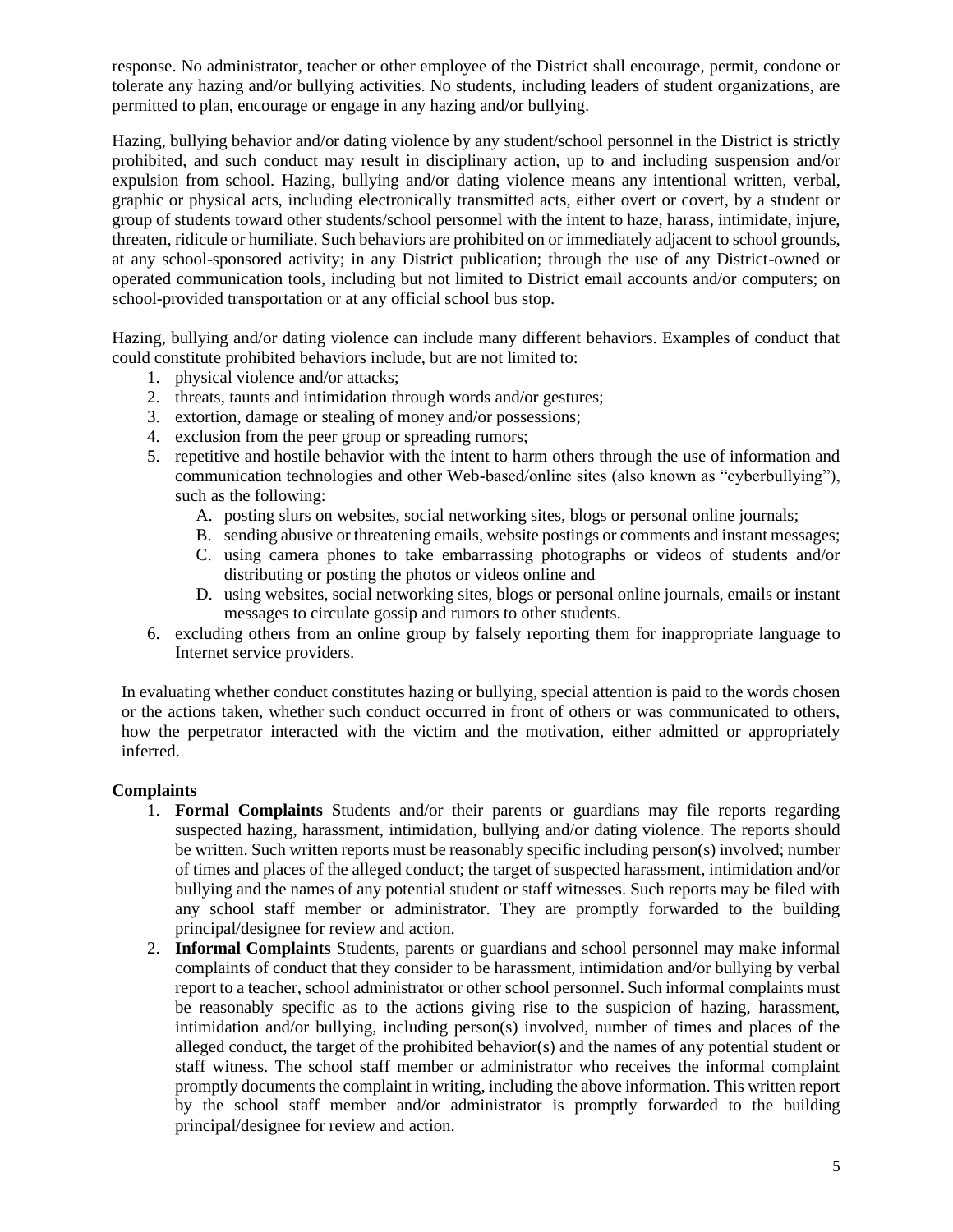response. No administrator, teacher or other employee of the District shall encourage, permit, condone or tolerate any hazing and/or bullying activities. No students, including leaders of student organizations, are permitted to plan, encourage or engage in any hazing and/or bullying.

Hazing, bullying behavior and/or dating violence by any student/school personnel in the District is strictly prohibited, and such conduct may result in disciplinary action, up to and including suspension and/or expulsion from school. Hazing, bullying and/or dating violence means any intentional written, verbal, graphic or physical acts, including electronically transmitted acts, either overt or covert, by a student or group of students toward other students/school personnel with the intent to haze, harass, intimidate, injure, threaten, ridicule or humiliate. Such behaviors are prohibited on or immediately adjacent to school grounds, at any school-sponsored activity; in any District publication; through the use of any District-owned or operated communication tools, including but not limited to District email accounts and/or computers; on school-provided transportation or at any official school bus stop.

Hazing, bullying and/or dating violence can include many different behaviors. Examples of conduct that could constitute prohibited behaviors include, but are not limited to:

1. physical violence and/or attacks;
2. threats, taunts and intimidation through words and/or gestures;
3. extortion, damage or stealing of money and/or possessions;
4. exclusion from the peer group or spreading rumors;
5. repetitive and hostile behavior with the intent to harm others through the use of information and communication technologies and other Web-based/online sites (also known as "cyberbullying"), such as the following:
   A. posting slurs on websites, social networking sites, blogs or personal online journals;
   B. sending abusive or threatening emails, website postings or comments and instant messages;
   C. using camera phones to take embarrassing photographs or videos of students and/or distributing or posting the photos or videos online and
   D. using websites, social networking sites, blogs or personal online journals, emails or instant messages to circulate gossip and rumors to other students.
6. excluding others from an online group by falsely reporting them for inappropriate language to Internet service providers.

In evaluating whether conduct constitutes hazing or bullying, special attention is paid to the words chosen or the actions taken, whether such conduct occurred in front of others or was communicated to others, how the perpetrator interacted with the victim and the motivation, either admitted or appropriately inferred.

**Complaints**

1. **Formal Complaints** Students and/or their parents or guardians may file reports regarding suspected hazing, harassment, intimidation, bullying and/or dating violence. The reports should be written. Such written reports must be reasonably specific including person(s) involved; number of times and places of the alleged conduct; the target of suspected harassment, intimidation and/or bullying and the names of any potential student or staff witnesses. Such reports may be filed with any school staff member or administrator. They are promptly forwarded to the building principal/designee for review and action.
2. **Informal Complaints** Students, parents or guardians and school personnel may make informal complaints of conduct that they consider to be harassment, intimidation and/or bullying by verbal report to a teacher, school administrator or other school personnel. Such informal complaints must be reasonably specific as to the actions giving rise to the suspicion of hazing, harassment, intimidation and/or bullying, including person(s) involved, number of times and places of the alleged conduct, the target of the prohibited behavior(s) and the names of any potential student or staff witness. The school staff member or administrator who receives the informal complaint promptly documents the complaint in writing, including the above information. This written report by the school staff member and/or administrator is promptly forwarded to the building principal/designee for review and action.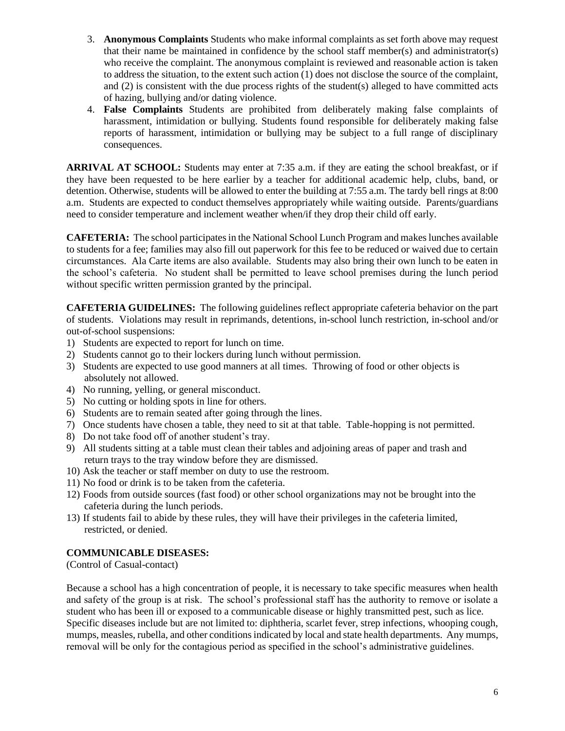3. **Anonymous Complaints** Students who make informal complaints as set forth above may request that their name be maintained in confidence by the school staff member(s) and administrator(s) who receive the complaint. The anonymous complaint is reviewed and reasonable action is taken to address the situation, to the extent such action (1) does not disclose the source of the complaint, and (2) is consistent with the due process rights of the student(s) alleged to have committed acts of hazing, bullying and/or dating violence.
4. **False Complaints** Students are prohibited from deliberately making false complaints of harassment, intimidation or bullying. Students found responsible for deliberately making false reports of harassment, intimidation or bullying may be subject to a full range of disciplinary consequences.

**ARRIVAL AT SCHOOL:** Students may enter at 7:35 a.m. if they are eating the school breakfast, or if they have been requested to be here earlier by a teacher for additional academic help, clubs, band, or detention. Otherwise, students will be allowed to enter the building at 7:55 a.m. The tardy bell rings at 8:00 a.m. Students are expected to conduct themselves appropriately while waiting outside. Parents/guardians need to consider temperature and inclement weather when/if they drop their child off early.

**CAFETERIA:** The school participates in the National School Lunch Program and makes lunches available to students for a fee; families may also fill out paperwork for this fee to be reduced or waived due to certain circumstances. Ala Carte items are also available. Students may also bring their own lunch to be eaten in the school's cafeteria. No student shall be permitted to leave school premises during the lunch period without specific written permission granted by the principal.

**CAFETERIA GUIDELINES:** The following guidelines reflect appropriate cafeteria behavior on the part of students. Violations may result in reprimands, detentions, in-school lunch restriction, in-school and/or out-of-school suspensions:

1) Students are expected to report for lunch on time.
2) Students cannot go to their lockers during lunch without permission.
3) Students are expected to use good manners at all times. Throwing of food or other objects is absolutely not allowed.
4) No running, yelling, or general misconduct.
5) No cutting or holding spots in line for others.
6) Students are to remain seated after going through the lines.
7) Once students have chosen a table, they need to sit at that table. Table-hopping is not permitted.
8) Do not take food off of another student's tray.
9) All students sitting at a table must clean their tables and adjoining areas of paper and trash and return trays to the tray window before they are dismissed.
10) Ask the teacher or staff member on duty to use the restroom.
11) No food or drink is to be taken from the cafeteria.
12) Foods from outside sources (fast food) or other school organizations may not be brought into the cafeteria during the lunch periods.
13) If students fail to abide by these rules, they will have their privileges in the cafeteria limited, restricted, or denied.

**COMMUNICABLE DISEASES:**

(Control of Casual-contact)

Because a school has a high concentration of people, it is necessary to take specific measures when health and safety of the group is at risk. The school's professional staff has the authority to remove or isolate a student who has been ill or exposed to a communicable disease or highly transmitted pest, such as lice. Specific diseases include but are not limited to: diphtheria, scarlet fever, strep infections, whooping cough, mumps, measles, rubella, and other conditions indicated by local and state health departments. Any mumps, removal will be only for the contagious period as specified in the school's administrative guidelines.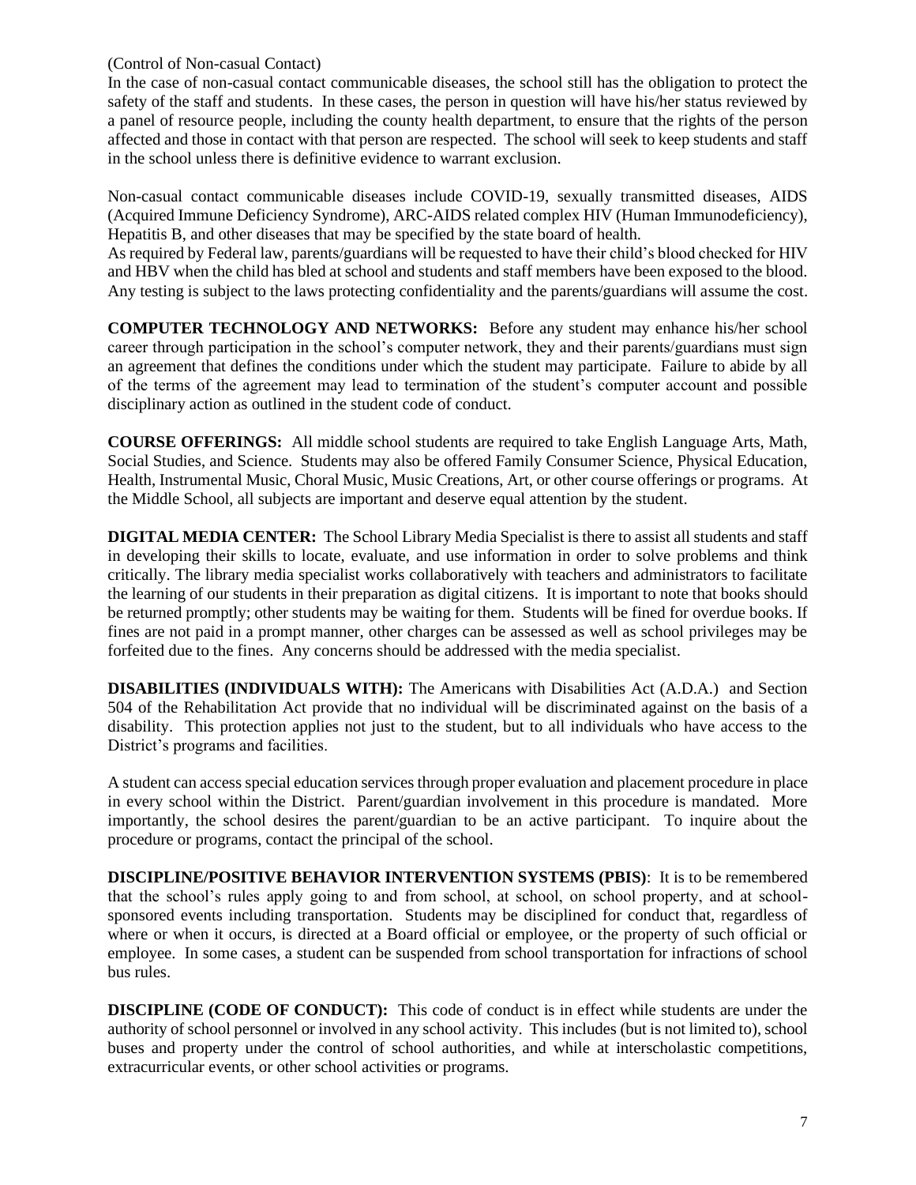(Control of Non-casual Contact)

In the case of non-casual contact communicable diseases, the school still has the obligation to protect the safety of the staff and students. In these cases, the person in question will have his/her status reviewed by a panel of resource people, including the county health department, to ensure that the rights of the person affected and those in contact with that person are respected. The school will seek to keep students and staff in the school unless there is definitive evidence to warrant exclusion.

Non-casual contact communicable diseases include COVID-19, sexually transmitted diseases, AIDS (Acquired Immune Deficiency Syndrome), ARC-AIDS related complex HIV (Human Immunodeficiency), Hepatitis B, and other diseases that may be specified by the state board of health.

As required by Federal law, parents/guardians will be requested to have their child's blood checked for HIV and HBV when the child has bled at school and students and staff members have been exposed to the blood. Any testing is subject to the laws protecting confidentiality and the parents/guardians will assume the cost.

**COMPUTER TECHNOLOGY AND NETWORKS:** Before any student may enhance his/her school career through participation in the school's computer network, they and their parents/guardians must sign an agreement that defines the conditions under which the student may participate. Failure to abide by all of the terms of the agreement may lead to termination of the student's computer account and possible disciplinary action as outlined in the student code of conduct.

**COURSE OFFERINGS:** All middle school students are required to take English Language Arts, Math, Social Studies, and Science. Students may also be offered Family Consumer Science, Physical Education, Health, Instrumental Music, Choral Music, Music Creations, Art, or other course offerings or programs. At the Middle School, all subjects are important and deserve equal attention by the student.

**DIGITAL MEDIA CENTER:** The School Library Media Specialist is there to assist all students and staff in developing their skills to locate, evaluate, and use information in order to solve problems and think critically. The library media specialist works collaboratively with teachers and administrators to facilitate the learning of our students in their preparation as digital citizens. It is important to note that books should be returned promptly; other students may be waiting for them. Students will be fined for overdue books. If fines are not paid in a prompt manner, other charges can be assessed as well as school privileges may be forfeited due to the fines. Any concerns should be addressed with the media specialist.

**DISABILITIES (INDIVIDUALS WITH):** The Americans with Disabilities Act (A.D.A.) and Section 504 of the Rehabilitation Act provide that no individual will be discriminated against on the basis of a disability. This protection applies not just to the student, but to all individuals who have access to the District's programs and facilities.

A student can access special education services through proper evaluation and placement procedure in place in every school within the District. Parent/guardian involvement in this procedure is mandated. More importantly, the school desires the parent/guardian to be an active participant. To inquire about the procedure or programs, contact the principal of the school.

**DISCIPLINE/POSITIVE BEHAVIOR INTERVENTION SYSTEMS (PBIS)**: It is to be remembered that the school's rules apply going to and from school, at school, on school property, and at school-sponsored events including transportation. Students may be disciplined for conduct that, regardless of where or when it occurs, is directed at a Board official or employee, or the property of such official or employee. In some cases, a student can be suspended from school transportation for infractions of school bus rules.

**DISCIPLINE (CODE OF CONDUCT):** This code of conduct is in effect while students are under the authority of school personnel or involved in any school activity. This includes (but is not limited to), school buses and property under the control of school authorities, and while at interscholastic competitions, extracurricular events, or other school activities or programs.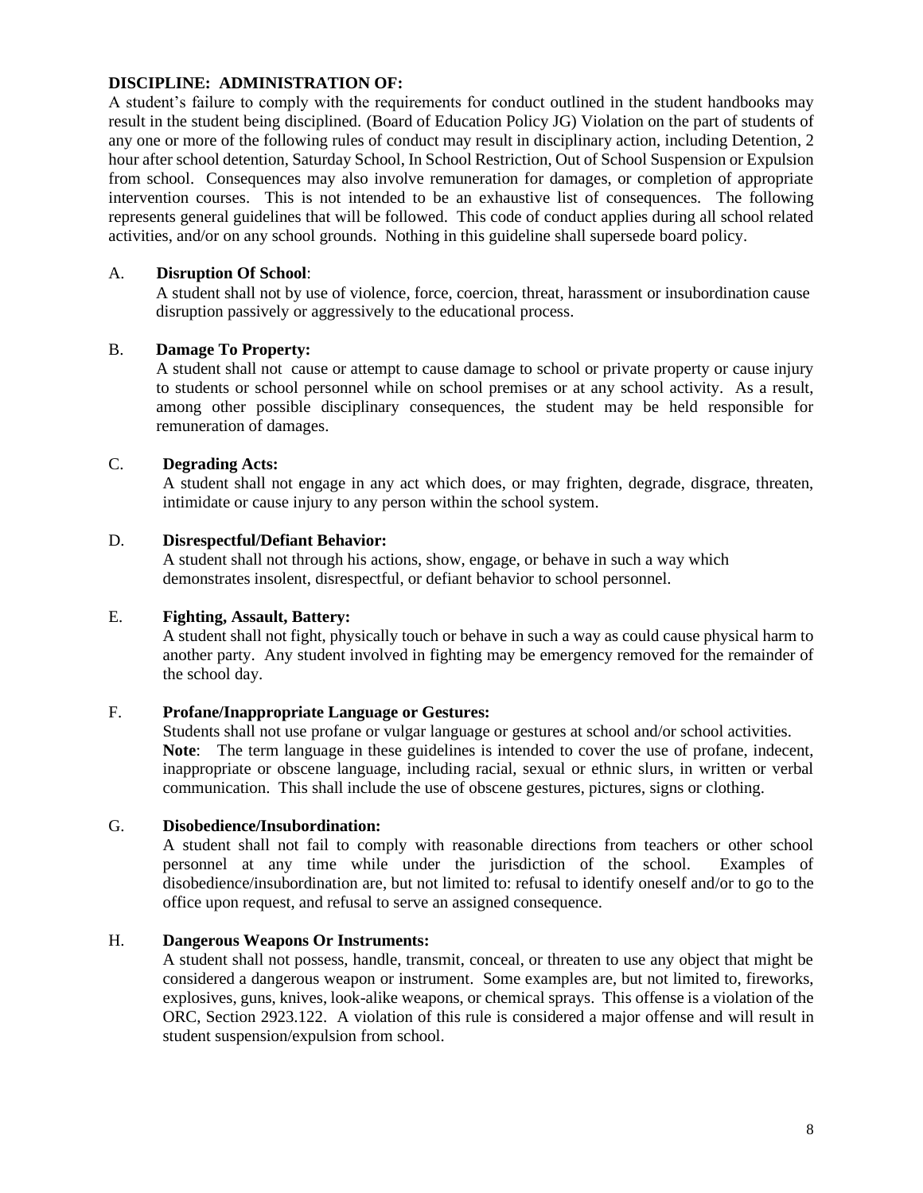**DISCIPLINE: ADMINISTRATION OF:**

A student's failure to comply with the requirements for conduct outlined in the student handbooks may result in the student being disciplined. (Board of Education Policy JG) Violation on the part of students of any one or more of the following rules of conduct may result in disciplinary action, including Detention, 2 hour after school detention, Saturday School, In School Restriction, Out of School Suspension or Expulsion from school. Consequences may also involve remuneration for damages, or completion of appropriate intervention courses. This is not intended to be an exhaustive list of consequences. The following represents general guidelines that will be followed. This code of conduct applies during all school related activities, and/or on any school grounds. Nothing in this guideline shall supersede board policy.

A. **Disruption Of School**:

A student shall not by use of violence, force, coercion, threat, harassment or insubordination cause disruption passively or aggressively to the educational process.

B. **Damage To Property:**

A student shall not cause or attempt to cause damage to school or private property or cause injury to students or school personnel while on school premises or at any school activity. As a result, among other possible disciplinary consequences, the student may be held responsible for remuneration of damages.

C. **Degrading Acts:**

A student shall not engage in any act which does, or may frighten, degrade, disgrace, threaten, intimidate or cause injury to any person within the school system.

D. **Disrespectful/Defiant Behavior:**

A student shall not through his actions, show, engage, or behave in such a way which demonstrates insolent, disrespectful, or defiant behavior to school personnel.

E. **Fighting, Assault, Battery:**

A student shall not fight, physically touch or behave in such a way as could cause physical harm to another party. Any student involved in fighting may be emergency removed for the remainder of the school day.

F. **Profane/Inappropriate Language or Gestures:**

Students shall not use profane or vulgar language or gestures at school and/or school activities.

**Note**: The term language in these guidelines is intended to cover the use of profane, indecent, inappropriate or obscene language, including racial, sexual or ethnic slurs, in written or verbal communication. This shall include the use of obscene gestures, pictures, signs or clothing.

G. **Disobedience/Insubordination:**

A student shall not fail to comply with reasonable directions from teachers or other school personnel at any time while under the jurisdiction of the school. Examples of disobedience/insubordination are, but not limited to: refusal to identify oneself and/or to go to the office upon request, and refusal to serve an assigned consequence.

H. **Dangerous Weapons Or Instruments:**

A student shall not possess, handle, transmit, conceal, or threaten to use any object that might be considered a dangerous weapon or instrument. Some examples are, but not limited to, fireworks, explosives, guns, knives, look-alike weapons, or chemical sprays. This offense is a violation of the ORC, Section 2923.122. A violation of this rule is considered a major offense and will result in student suspension/expulsion from school.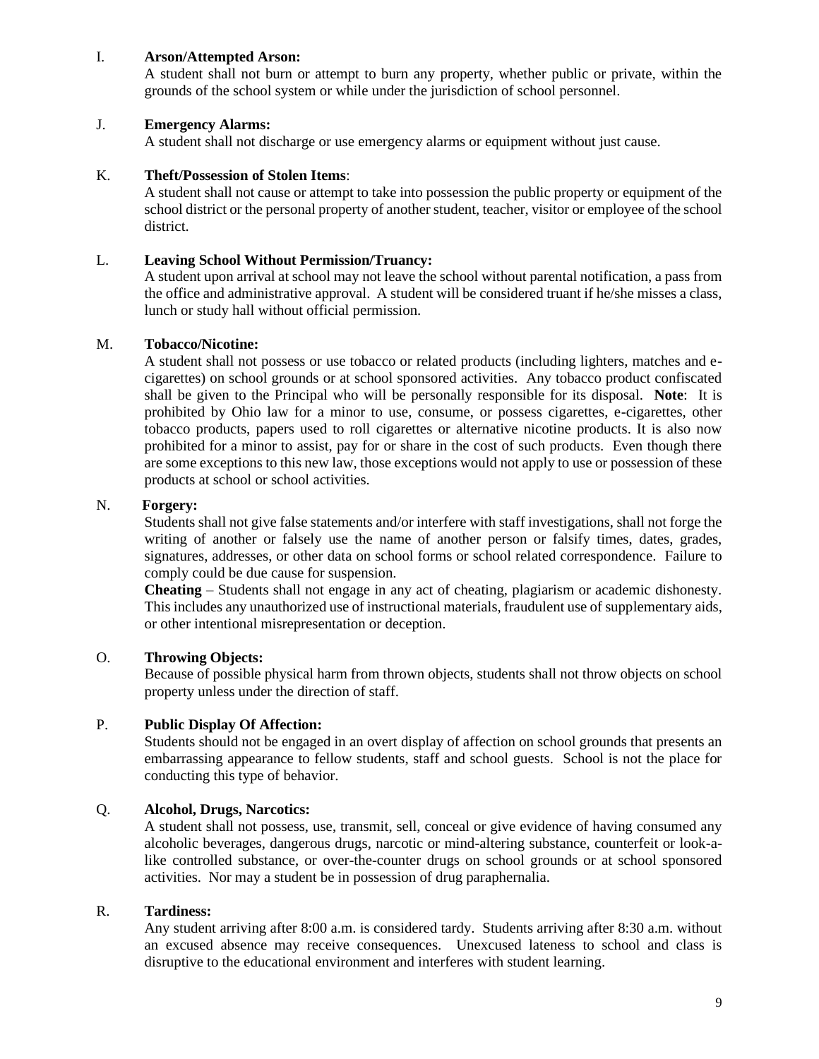I. **Arson/Attempted Arson:**

A student shall not burn or attempt to burn any property, whether public or private, within the grounds of the school system or while under the jurisdiction of school personnel.

J. **Emergency Alarms:**

A student shall not discharge or use emergency alarms or equipment without just cause.

K. **Theft/Possession of Stolen Items**:

A student shall not cause or attempt to take into possession the public property or equipment of the school district or the personal property of another student, teacher, visitor or employee of the school district.

L. **Leaving School Without Permission/Truancy:**

A student upon arrival at school may not leave the school without parental notification, a pass from the office and administrative approval. A student will be considered truant if he/she misses a class, lunch or study hall without official permission.

M. **Tobacco/Nicotine:**

A student shall not possess or use tobacco or related products (including lighters, matches and e-cigarettes) on school grounds or at school sponsored activities. Any tobacco product confiscated shall be given to the Principal who will be personally responsible for its disposal. **Note**: It is prohibited by Ohio law for a minor to use, consume, or possess cigarettes, e-cigarettes, other tobacco products, papers used to roll cigarettes or alternative nicotine products. It is also now prohibited for a minor to assist, pay for or share in the cost of such products. Even though there are some exceptions to this new law, those exceptions would not apply to use or possession of these products at school or school activities.

N. **Forgery:**

Students shall not give false statements and/or interfere with staff investigations, shall not forge the writing of another or falsely use the name of another person or falsify times, dates, grades, signatures, addresses, or other data on school forms or school related correspondence. Failure to comply could be due cause for suspension.

**Cheating** – Students shall not engage in any act of cheating, plagiarism or academic dishonesty. This includes any unauthorized use of instructional materials, fraudulent use of supplementary aids, or other intentional misrepresentation or deception.

O. **Throwing Objects:**

Because of possible physical harm from thrown objects, students shall not throw objects on school property unless under the direction of staff.

P. **Public Display Of Affection:**

Students should not be engaged in an overt display of affection on school grounds that presents an embarrassing appearance to fellow students, staff and school guests. School is not the place for conducting this type of behavior.

Q. **Alcohol, Drugs, Narcotics:**

A student shall not possess, use, transmit, sell, conceal or give evidence of having consumed any alcoholic beverages, dangerous drugs, narcotic or mind-altering substance, counterfeit or look-a-like controlled substance, or over-the-counter drugs on school grounds or at school sponsored activities. Nor may a student be in possession of drug paraphernalia.

R. **Tardiness:**

Any student arriving after 8:00 a.m. is considered tardy. Students arriving after 8:30 a.m. without an excused absence may receive consequences. Unexcused lateness to school and class is disruptive to the educational environment and interferes with student learning.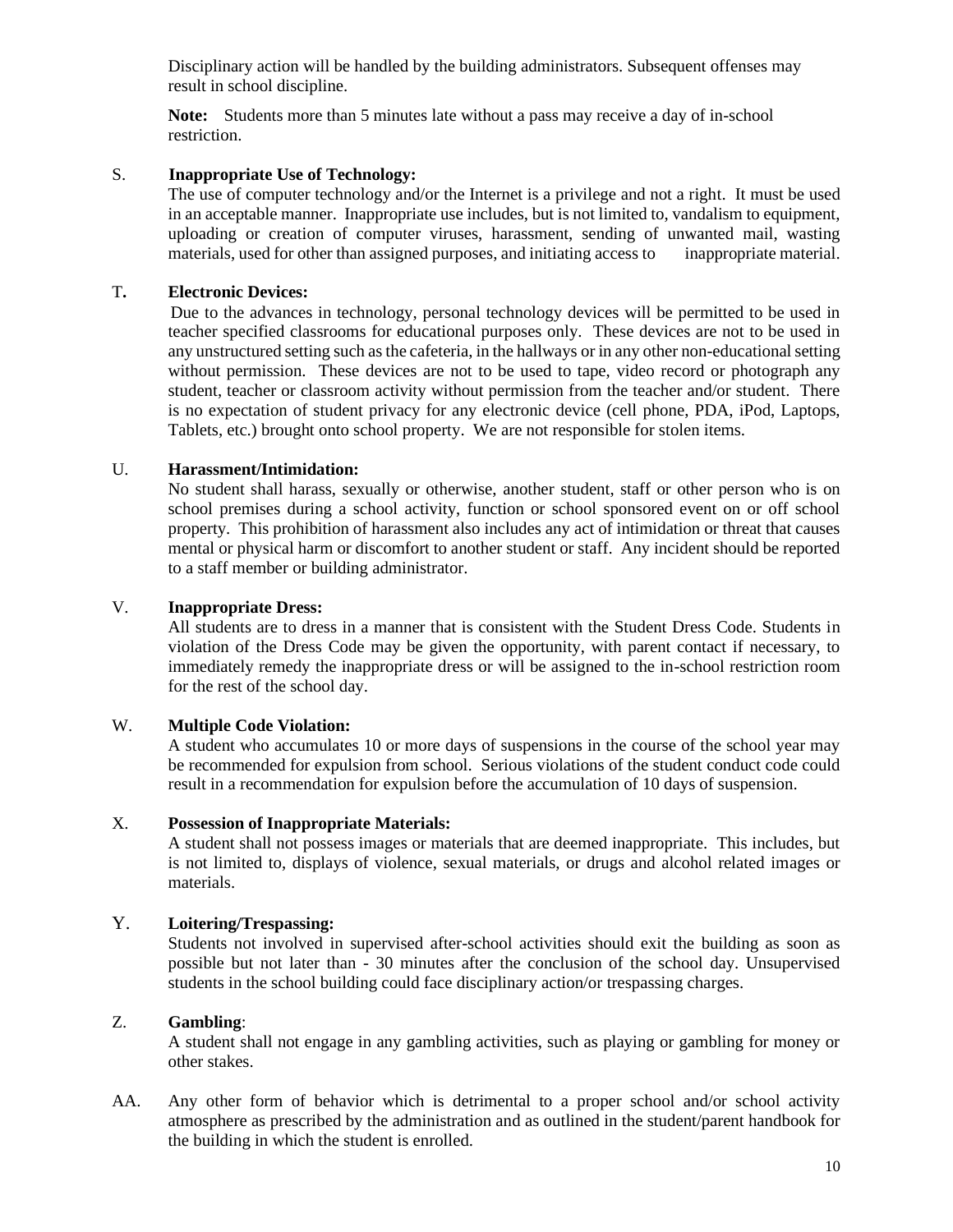Disciplinary action will be handled by the building administrators. Subsequent offenses may result in school discipline.

**Note:** Students more than 5 minutes late without a pass may receive a day of in-school restriction.

S. **Inappropriate Use of Technology:**
The use of computer technology and/or the Internet is a privilege and not a right. It must be used in an acceptable manner. Inappropriate use includes, but is not limited to, vandalism to equipment, uploading or creation of computer viruses, harassment, sending of unwanted mail, wasting materials, used for other than assigned purposes, and initiating access to inappropriate material.

T**.** **Electronic Devices:**
Due to the advances in technology, personal technology devices will be permitted to be used in teacher specified classrooms for educational purposes only. These devices are not to be used in any unstructured setting such as the cafeteria, in the hallways or in any other non-educational setting without permission. These devices are not to be used to tape, video record or photograph any student, teacher or classroom activity without permission from the teacher and/or student. There is no expectation of student privacy for any electronic device (cell phone, PDA, iPod, Laptops, Tablets, etc.) brought onto school property. We are not responsible for stolen items.

U. **Harassment/Intimidation:**
No student shall harass, sexually or otherwise, another student, staff or other person who is on school premises during a school activity, function or school sponsored event on or off school property. This prohibition of harassment also includes any act of intimidation or threat that causes mental or physical harm or discomfort to another student or staff. Any incident should be reported to a staff member or building administrator.

V. **Inappropriate Dress:**
All students are to dress in a manner that is consistent with the Student Dress Code. Students in violation of the Dress Code may be given the opportunity, with parent contact if necessary, to immediately remedy the inappropriate dress or will be assigned to the in-school restriction room for the rest of the school day.

W. **Multiple Code Violation:**
A student who accumulates 10 or more days of suspensions in the course of the school year may be recommended for expulsion from school. Serious violations of the student conduct code could result in a recommendation for expulsion before the accumulation of 10 days of suspension.

X. **Possession of Inappropriate Materials:**
A student shall not possess images or materials that are deemed inappropriate. This includes, but is not limited to, displays of violence, sexual materials, or drugs and alcohol related images or materials.

Y. **Loitering/Trespassing:**
Students not involved in supervised after-school activities should exit the building as soon as possible but not later than - 30 minutes after the conclusion of the school day. Unsupervised students in the school building could face disciplinary action/or trespassing charges.

Z. **Gambling**:
A student shall not engage in any gambling activities, such as playing or gambling for money or other stakes.

AA. Any other form of behavior which is detrimental to a proper school and/or school activity atmosphere as prescribed by the administration and as outlined in the student/parent handbook for the building in which the student is enrolled.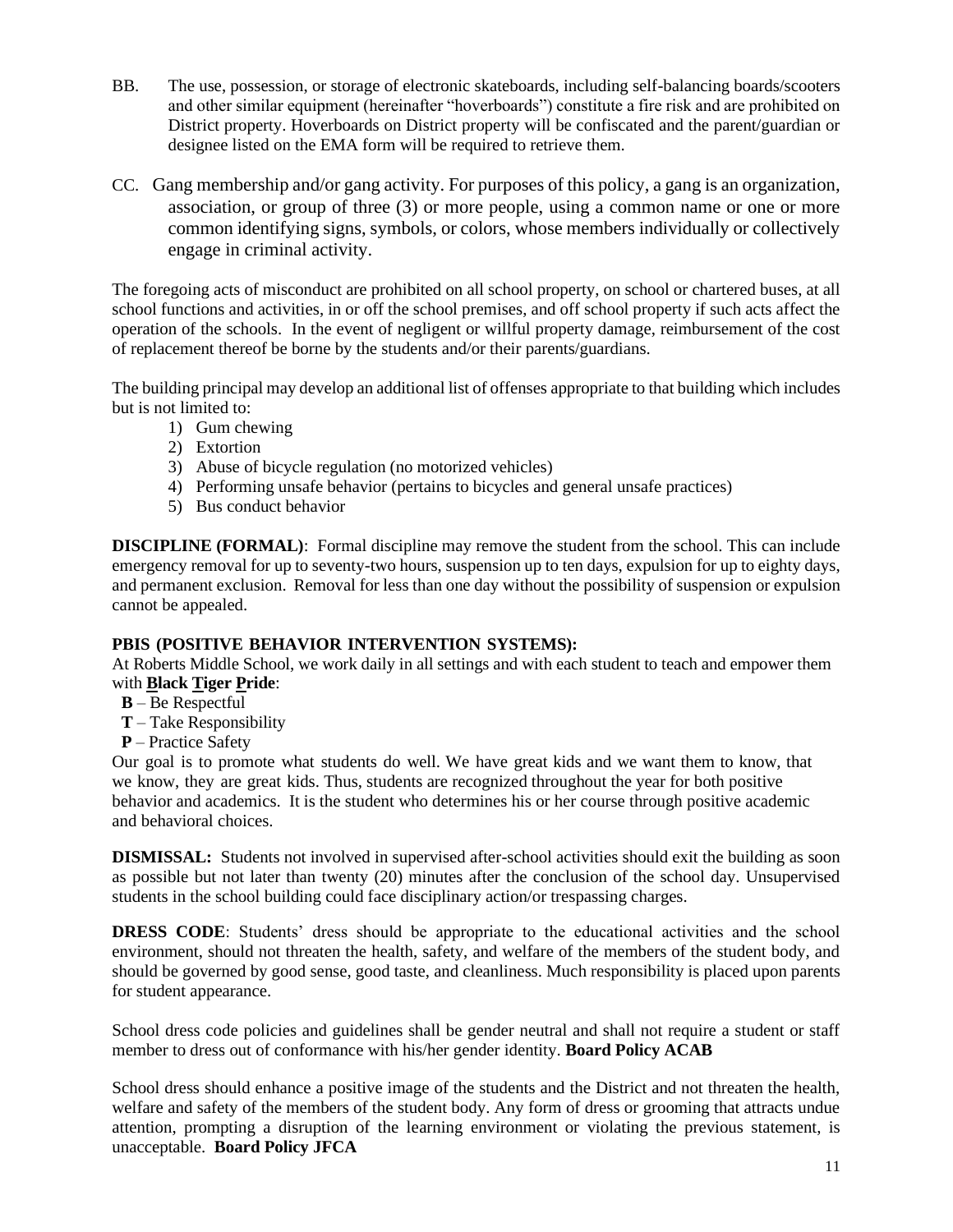BB. The use, possession, or storage of electronic skateboards, including self-balancing boards/scooters and other similar equipment (hereinafter "hoverboards") constitute a fire risk and are prohibited on District property. Hoverboards on District property will be confiscated and the parent/guardian or designee listed on the EMA form will be required to retrieve them.

CC. Gang membership and/or gang activity. For purposes of this policy, a gang is an organization, association, or group of three (3) or more people, using a common name or one or more common identifying signs, symbols, or colors, whose members individually or collectively engage in criminal activity.

The foregoing acts of misconduct are prohibited on all school property, on school or chartered buses, at all school functions and activities, in or off the school premises, and off school property if such acts affect the operation of the schools. In the event of negligent or willful property damage, reimbursement of the cost of replacement thereof be borne by the students and/or their parents/guardians.

The building principal may develop an additional list of offenses appropriate to that building which includes but is not limited to:

1) Gum chewing
2) Extortion
3) Abuse of bicycle regulation (no motorized vehicles)
4) Performing unsafe behavior (pertains to bicycles and general unsafe practices)
5) Bus conduct behavior

**DISCIPLINE (FORMAL)**: Formal discipline may remove the student from the school. This can include emergency removal for up to seventy-two hours, suspension up to ten days, expulsion for up to eighty days, and permanent exclusion. Removal for less than one day without the possibility of suspension or expulsion cannot be appealed.

**PBIS (POSITIVE BEHAVIOR INTERVENTION SYSTEMS):**
At Roberts Middle School, we work daily in all settings and with each student to teach and empower them with **Black Tiger Pride**:

**B** – Be Respectful
**T** – Take Responsibility
**P** – Practice Safety

Our goal is to promote what students do well. We have great kids and we want them to know, that we know, they are great kids. Thus, students are recognized throughout the year for both positive behavior and academics. It is the student who determines his or her course through positive academic and behavioral choices.

**DISMISSAL:** Students not involved in supervised after-school activities should exit the building as soon as possible but not later than twenty (20) minutes after the conclusion of the school day. Unsupervised students in the school building could face disciplinary action/or trespassing charges.

**DRESS CODE**: Students' dress should be appropriate to the educational activities and the school environment, should not threaten the health, safety, and welfare of the members of the student body, and should be governed by good sense, good taste, and cleanliness. Much responsibility is placed upon parents for student appearance.

School dress code policies and guidelines shall be gender neutral and shall not require a student or staff member to dress out of conformance with his/her gender identity. **Board Policy ACAB**

School dress should enhance a positive image of the students and the District and not threaten the health, welfare and safety of the members of the student body. Any form of dress or grooming that attracts undue attention, prompting a disruption of the learning environment or violating the previous statement, is unacceptable. **Board Policy JFCA**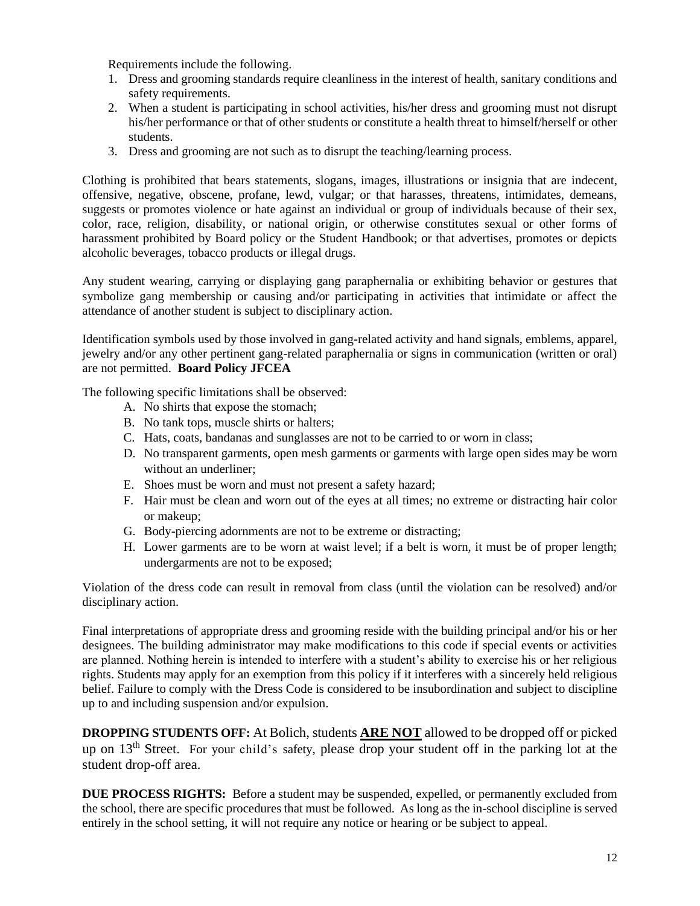Requirements include the following.

1. Dress and grooming standards require cleanliness in the interest of health, sanitary conditions and safety requirements.
2. When a student is participating in school activities, his/her dress and grooming must not disrupt his/her performance or that of other students or constitute a health threat to himself/herself or other students.
3. Dress and grooming are not such as to disrupt the teaching/learning process.

Clothing is prohibited that bears statements, slogans, images, illustrations or insignia that are indecent, offensive, negative, obscene, profane, lewd, vulgar; or that harasses, threatens, intimidates, demeans, suggests or promotes violence or hate against an individual or group of individuals because of their sex, color, race, religion, disability, or national origin, or otherwise constitutes sexual or other forms of harassment prohibited by Board policy or the Student Handbook; or that advertises, promotes or depicts alcoholic beverages, tobacco products or illegal drugs.

Any student wearing, carrying or displaying gang paraphernalia or exhibiting behavior or gestures that symbolize gang membership or causing and/or participating in activities that intimidate or affect the attendance of another student is subject to disciplinary action.

Identification symbols used by those involved in gang-related activity and hand signals, emblems, apparel, jewelry and/or any other pertinent gang-related paraphernalia or signs in communication (written or oral) are not permitted. **Board Policy JFCEA**

The following specific limitations shall be observed:

A. No shirts that expose the stomach;
B. No tank tops, muscle shirts or halters;
C. Hats, coats, bandanas and sunglasses are not to be carried to or worn in class;
D. No transparent garments, open mesh garments or garments with large open sides may be worn without an underliner;
E. Shoes must be worn and must not present a safety hazard;
F. Hair must be clean and worn out of the eyes at all times; no extreme or distracting hair color or makeup;
G. Body-piercing adornments are not to be extreme or distracting;
H. Lower garments are to be worn at waist level; if a belt is worn, it must be of proper length; undergarments are not to be exposed;

Violation of the dress code can result in removal from class (until the violation can be resolved) and/or disciplinary action.

Final interpretations of appropriate dress and grooming reside with the building principal and/or his or her designees. The building administrator may make modifications to this code if special events or activities are planned. Nothing herein is intended to interfere with a student's ability to exercise his or her religious rights. Students may apply for an exemption from this policy if it interferes with a sincerely held religious belief. Failure to comply with the Dress Code is considered to be insubordination and subject to discipline up to and including suspension and/or expulsion.

**DROPPING STUDENTS OFF:** At Bolich, students **ARE NOT** allowed to be dropped off or picked up on 13th Street. For your child's safety, please drop your student off in the parking lot at the student drop-off area.

**DUE PROCESS RIGHTS:** Before a student may be suspended, expelled, or permanently excluded from the school, there are specific procedures that must be followed. As long as the in-school discipline is served entirely in the school setting, it will not require any notice or hearing or be subject to appeal.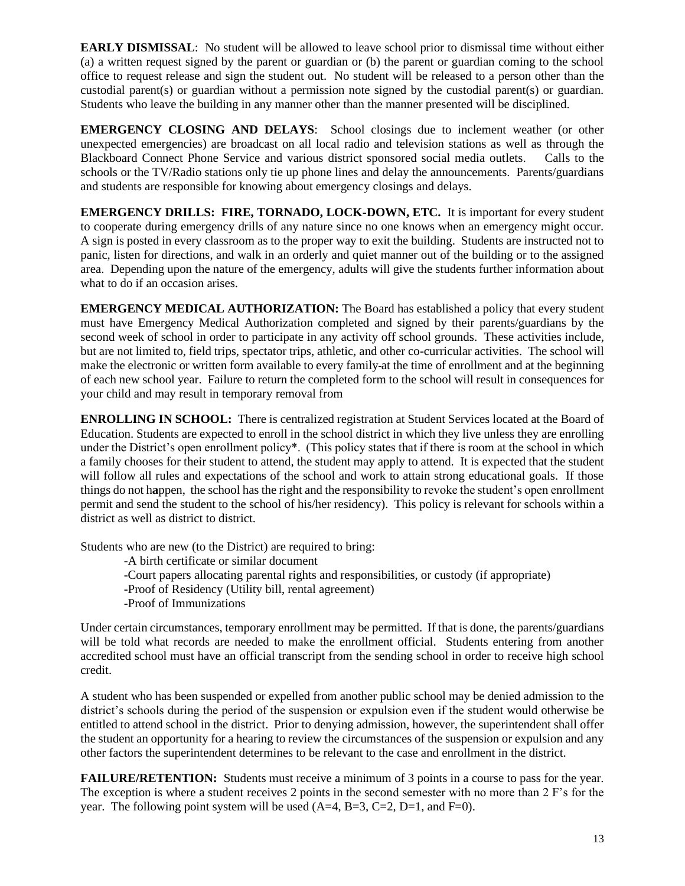**EARLY DISMISSAL**: No student will be allowed to leave school prior to dismissal time without either (a) a written request signed by the parent or guardian or (b) the parent or guardian coming to the school office to request release and sign the student out. No student will be released to a person other than the custodial parent(s) or guardian without a permission note signed by the custodial parent(s) or guardian. Students who leave the building in any manner other than the manner presented will be disciplined.

**EMERGENCY CLOSING AND DELAYS**: School closings due to inclement weather (or other unexpected emergencies) are broadcast on all local radio and television stations as well as through the Blackboard Connect Phone Service and various district sponsored social media outlets. Calls to the schools or the TV/Radio stations only tie up phone lines and delay the announcements. Parents/guardians and students are responsible for knowing about emergency closings and delays.

**EMERGENCY DRILLS: FIRE, TORNADO, LOCK-DOWN, ETC.** It is important for every student to cooperate during emergency drills of any nature since no one knows when an emergency might occur. A sign is posted in every classroom as to the proper way to exit the building. Students are instructed not to panic, listen for directions, and walk in an orderly and quiet manner out of the building or to the assigned area. Depending upon the nature of the emergency, adults will give the students further information about what to do if an occasion arises.

**EMERGENCY MEDICAL AUTHORIZATION:** The Board has established a policy that every student must have Emergency Medical Authorization completed and signed by their parents/guardians by the second week of school in order to participate in any activity off school grounds. These activities include, but are not limited to, field trips, spectator trips, athletic, and other co-curricular activities. The school will make the electronic or written form available to every family at the time of enrollment and at the beginning of each new school year. Failure to return the completed form to the school will result in consequences for your child and may result in temporary removal from

**ENROLLING IN SCHOOL:** There is centralized registration at Student Services located at the Board of Education. Students are expected to enroll in the school district in which they live unless they are enrolling under the District's open enrollment policy*. (This policy states that if there is room at the school in which a family chooses for their student to attend, the student may apply to attend. It is expected that the student will follow all rules and expectations of the school and work to attain strong educational goals. If those things do not happen, the school has the right and the responsibility to revoke the student's open enrollment permit and send the student to the school of his/her residency). This policy is relevant for schools within a district as well as district to district.

Students who are new (to the District) are required to bring:

- A birth certificate or similar document
- Court papers allocating parental rights and responsibilities, or custody (if appropriate)
- Proof of Residency (Utility bill, rental agreement)
- Proof of Immunizations

Under certain circumstances, temporary enrollment may be permitted. If that is done, the parents/guardians will be told what records are needed to make the enrollment official. Students entering from another accredited school must have an official transcript from the sending school in order to receive high school credit.

A student who has been suspended or expelled from another public school may be denied admission to the district's schools during the period of the suspension or expulsion even if the student would otherwise be entitled to attend school in the district. Prior to denying admission, however, the superintendent shall offer the student an opportunity for a hearing to review the circumstances of the suspension or expulsion and any other factors the superintendent determines to be relevant to the case and enrollment in the district.

**FAILURE/RETENTION:** Students must receive a minimum of 3 points in a course to pass for the year. The exception is where a student receives 2 points in the second semester with no more than 2 F's for the year. The following point system will be used (A=4, B=3, C=2, D=1, and F=0).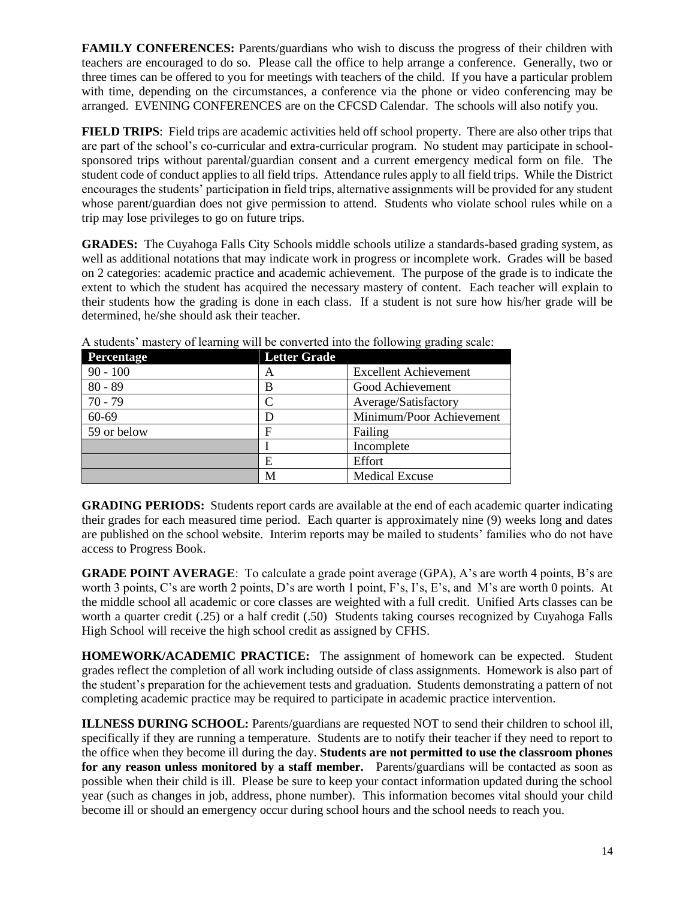**FAMILY CONFERENCES:** Parents/guardians who wish to discuss the progress of their children with teachers are encouraged to do so. Please call the office to help arrange a conference. Generally, two or three times can be offered to you for meetings with teachers of the child. If you have a particular problem with time, depending on the circumstances, a conference via the phone or video conferencing may be arranged. EVENING CONFERENCES are on the CFCSD Calendar. The schools will also notify you.

**FIELD TRIPS**: Field trips are academic activities held off school property. There are also other trips that are part of the school's co-curricular and extra-curricular program. No student may participate in school-sponsored trips without parental/guardian consent and a current emergency medical form on file. The student code of conduct applies to all field trips. Attendance rules apply to all field trips. While the District encourages the students' participation in field trips, alternative assignments will be provided for any student whose parent/guardian does not give permission to attend. Students who violate school rules while on a trip may lose privileges to go on future trips.

**GRADES:** The Cuyahoga Falls City Schools middle schools utilize a standards-based grading system, as well as additional notations that may indicate work in progress or incomplete work. Grades will be based on 2 categories: academic practice and academic achievement. The purpose of the grade is to indicate the extent to which the student has acquired the necessary mastery of content. Each teacher will explain to their students how the grading is done in each class. If a student is not sure how his/her grade will be determined, he/she should ask their teacher.

A students' mastery of learning will be converted into the following grading scale:

| Percentage | Letter Grade | |
|---|---|---|
| 90 - 100 | A | Excellent Achievement |
| 80 - 89 | B | Good Achievement |
| 70 - 79 | C | Average/Satisfactory |
| 60-69 | D | Minimum/Poor Achievement |
| 59 or below | F | Failing |
| | I | Incomplete |
| | E | Effort |
| | M | Medical Excuse |

**GRADING PERIODS:** Students report cards are available at the end of each academic quarter indicating their grades for each measured time period. Each quarter is approximately nine (9) weeks long and dates are published on the school website. Interim reports may be mailed to students' families who do not have access to Progress Book.

**GRADE POINT AVERAGE**: To calculate a grade point average (GPA), A's are worth 4 points, B's are worth 3 points, C's are worth 2 points, D's are worth 1 point, F's, I's, E's, and M's are worth 0 points. At the middle school all academic or core classes are weighted with a full credit. Unified Arts classes can be worth a quarter credit (.25) or a half credit (.50) Students taking courses recognized by Cuyahoga Falls High School will receive the high school credit as assigned by CFHS.

**HOMEWORK/ACADEMIC PRACTICE:** The assignment of homework can be expected. Student grades reflect the completion of all work including outside of class assignments. Homework is also part of the student's preparation for the achievement tests and graduation. Students demonstrating a pattern of not completing academic practice may be required to participate in academic practice intervention.

**ILLNESS DURING SCHOOL:** Parents/guardians are requested NOT to send their children to school ill, specifically if they are running a temperature. Students are to notify their teacher if they need to report to the office when they become ill during the day. **Students are not permitted to use the classroom phones for any reason unless monitored by a staff member.** Parents/guardians will be contacted as soon as possible when their child is ill. Please be sure to keep your contact information updated during the school year (such as changes in job, address, phone number). This information becomes vital should your child become ill or should an emergency occur during school hours and the school needs to reach you.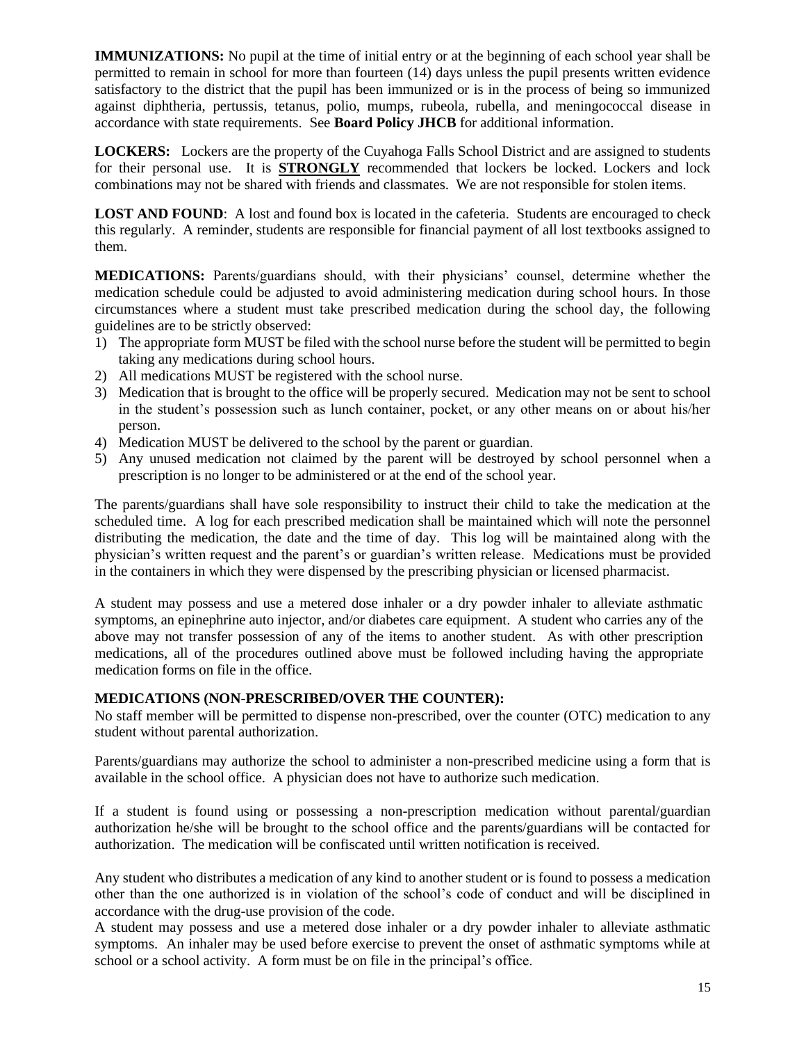**IMMUNIZATIONS:** No pupil at the time of initial entry or at the beginning of each school year shall be permitted to remain in school for more than fourteen (14) days unless the pupil presents written evidence satisfactory to the district that the pupil has been immunized or is in the process of being so immunized against diphtheria, pertussis, tetanus, polio, mumps, rubeola, rubella, and meningococcal disease in accordance with state requirements. See **Board Policy JHCB** for additional information.

**LOCKERS:** Lockers are the property of the Cuyahoga Falls School District and are assigned to students for their personal use. It is **STRONGLY** recommended that lockers be locked. Lockers and lock combinations may not be shared with friends and classmates. We are not responsible for stolen items.

**LOST AND FOUND**: A lost and found box is located in the cafeteria. Students are encouraged to check this regularly. A reminder, students are responsible for financial payment of all lost textbooks assigned to them.

**MEDICATIONS:** Parents/guardians should, with their physicians' counsel, determine whether the medication schedule could be adjusted to avoid administering medication during school hours. In those circumstances where a student must take prescribed medication during the school day, the following guidelines are to be strictly observed:

1) The appropriate form MUST be filed with the school nurse before the student will be permitted to begin taking any medications during school hours.
2) All medications MUST be registered with the school nurse.
3) Medication that is brought to the office will be properly secured. Medication may not be sent to school in the student's possession such as lunch container, pocket, or any other means on or about his/her person.
4) Medication MUST be delivered to the school by the parent or guardian.
5) Any unused medication not claimed by the parent will be destroyed by school personnel when a prescription is no longer to be administered or at the end of the school year.

The parents/guardians shall have sole responsibility to instruct their child to take the medication at the scheduled time. A log for each prescribed medication shall be maintained which will note the personnel distributing the medication, the date and the time of day. This log will be maintained along with the physician's written request and the parent's or guardian's written release. Medications must be provided in the containers in which they were dispensed by the prescribing physician or licensed pharmacist.

A student may possess and use a metered dose inhaler or a dry powder inhaler to alleviate asthmatic symptoms, an epinephrine auto injector, and/or diabetes care equipment. A student who carries any of the above may not transfer possession of any of the items to another student. As with other prescription medications, all of the procedures outlined above must be followed including having the appropriate medication forms on file in the office.

**MEDICATIONS (NON-PRESCRIBED/OVER THE COUNTER):**

No staff member will be permitted to dispense non-prescribed, over the counter (OTC) medication to any student without parental authorization.

Parents/guardians may authorize the school to administer a non-prescribed medicine using a form that is available in the school office. A physician does not have to authorize such medication.

If a student is found using or possessing a non-prescription medication without parental/guardian authorization he/she will be brought to the school office and the parents/guardians will be contacted for authorization. The medication will be confiscated until written notification is received.

Any student who distributes a medication of any kind to another student or is found to possess a medication other than the one authorized is in violation of the school's code of conduct and will be disciplined in accordance with the drug-use provision of the code.

A student may possess and use a metered dose inhaler or a dry powder inhaler to alleviate asthmatic symptoms. An inhaler may be used before exercise to prevent the onset of asthmatic symptoms while at school or a school activity. A form must be on file in the principal's office.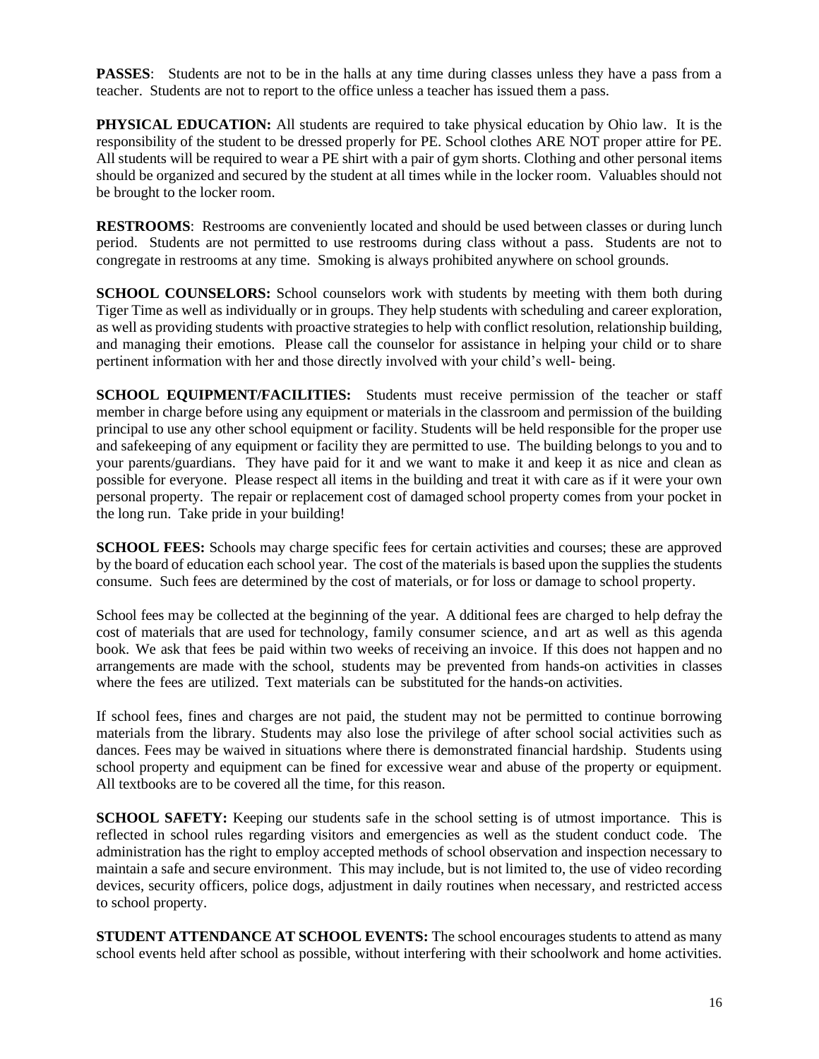**PASSES**: Students are not to be in the halls at any time during classes unless they have a pass from a teacher. Students are not to report to the office unless a teacher has issued them a pass.

**PHYSICAL EDUCATION:** All students are required to take physical education by Ohio law. It is the responsibility of the student to be dressed properly for PE. School clothes ARE NOT proper attire for PE. All students will be required to wear a PE shirt with a pair of gym shorts. Clothing and other personal items should be organized and secured by the student at all times while in the locker room. Valuables should not be brought to the locker room.

**RESTROOMS**: Restrooms are conveniently located and should be used between classes or during lunch period. Students are not permitted to use restrooms during class without a pass. Students are not to congregate in restrooms at any time. Smoking is always prohibited anywhere on school grounds.

**SCHOOL COUNSELORS:** School counselors work with students by meeting with them both during Tiger Time as well as individually or in groups. They help students with scheduling and career exploration, as well as providing students with proactive strategies to help with conflict resolution, relationship building, and managing their emotions. Please call the counselor for assistance in helping your child or to share pertinent information with her and those directly involved with your child's well- being.

**SCHOOL EQUIPMENT/FACILITIES:** Students must receive permission of the teacher or staff member in charge before using any equipment or materials in the classroom and permission of the building principal to use any other school equipment or facility. Students will be held responsible for the proper use and safekeeping of any equipment or facility they are permitted to use. The building belongs to you and to your parents/guardians. They have paid for it and we want to make it and keep it as nice and clean as possible for everyone. Please respect all items in the building and treat it with care as if it were your own personal property. The repair or replacement cost of damaged school property comes from your pocket in the long run. Take pride in your building!

**SCHOOL FEES:** Schools may charge specific fees for certain activities and courses; these are approved by the board of education each school year. The cost of the materials is based upon the supplies the students consume. Such fees are determined by the cost of materials, or for loss or damage to school property.

School fees may be collected at the beginning of the year. Additional fees are charged to help defray the cost of materials that are used for technology, family consumer science, and art as well as this agenda book. We ask that fees be paid within two weeks of receiving an invoice. If this does not happen and no arrangements are made with the school, students may be prevented from hands-on activities in classes where the fees are utilized. Text materials can be substituted for the hands-on activities.

If school fees, fines and charges are not paid, the student may not be permitted to continue borrowing materials from the library. Students may also lose the privilege of after school social activities such as dances. Fees may be waived in situations where there is demonstrated financial hardship. Students using school property and equipment can be fined for excessive wear and abuse of the property or equipment. All textbooks are to be covered all the time, for this reason.

**SCHOOL SAFETY:** Keeping our students safe in the school setting is of utmost importance. This is reflected in school rules regarding visitors and emergencies as well as the student conduct code. The administration has the right to employ accepted methods of school observation and inspection necessary to maintain a safe and secure environment. This may include, but is not limited to, the use of video recording devices, security officers, police dogs, adjustment in daily routines when necessary, and restricted access to school property.

**STUDENT ATTENDANCE AT SCHOOL EVENTS:** The school encourages students to attend as many school events held after school as possible, without interfering with their schoolwork and home activities.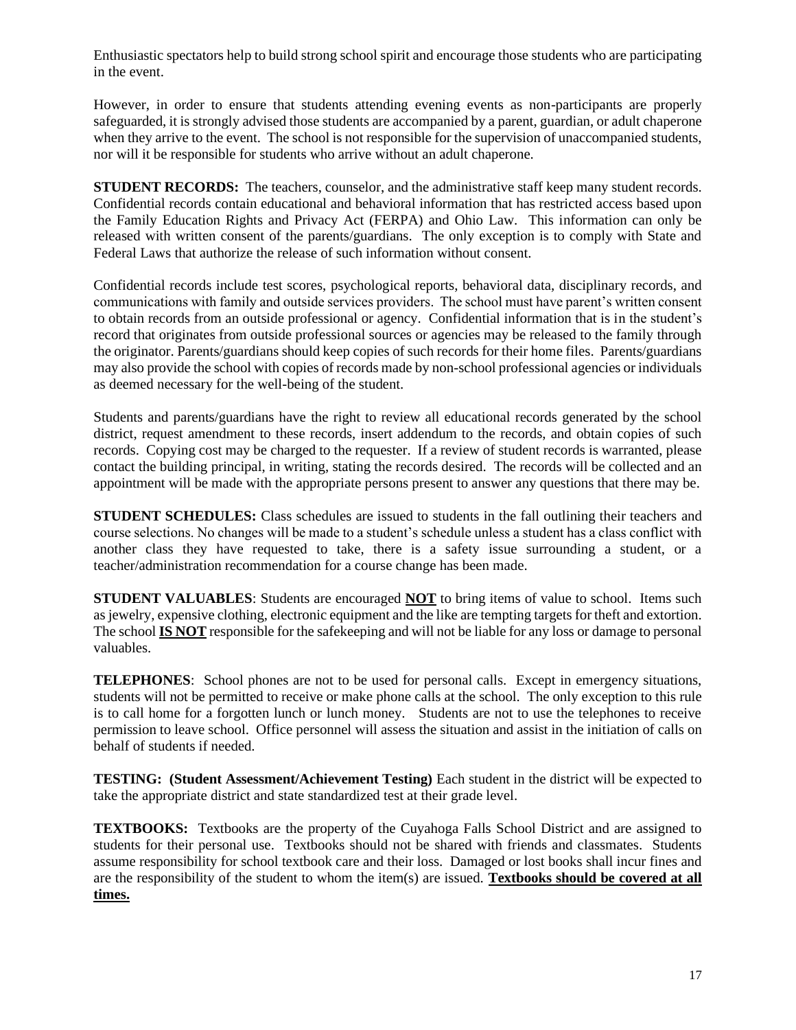Enthusiastic spectators help to build strong school spirit and encourage those students who are participating in the event.

However, in order to ensure that students attending evening events as non-participants are properly safeguarded, it is strongly advised those students are accompanied by a parent, guardian, or adult chaperone when they arrive to the event. The school is not responsible for the supervision of unaccompanied students, nor will it be responsible for students who arrive without an adult chaperone.

**STUDENT RECORDS:** The teachers, counselor, and the administrative staff keep many student records. Confidential records contain educational and behavioral information that has restricted access based upon the Family Education Rights and Privacy Act (FERPA) and Ohio Law. This information can only be released with written consent of the parents/guardians. The only exception is to comply with State and Federal Laws that authorize the release of such information without consent.

Confidential records include test scores, psychological reports, behavioral data, disciplinary records, and communications with family and outside services providers. The school must have parent's written consent to obtain records from an outside professional or agency. Confidential information that is in the student's record that originates from outside professional sources or agencies may be released to the family through the originator. Parents/guardians should keep copies of such records for their home files. Parents/guardians may also provide the school with copies of records made by non-school professional agencies or individuals as deemed necessary for the well-being of the student.

Students and parents/guardians have the right to review all educational records generated by the school district, request amendment to these records, insert addendum to the records, and obtain copies of such records. Copying cost may be charged to the requester. If a review of student records is warranted, please contact the building principal, in writing, stating the records desired. The records will be collected and an appointment will be made with the appropriate persons present to answer any questions that there may be.

**STUDENT SCHEDULES:** Class schedules are issued to students in the fall outlining their teachers and course selections. No changes will be made to a student's schedule unless a student has a class conflict with another class they have requested to take, there is a safety issue surrounding a student, or a teacher/administration recommendation for a course change has been made.

**STUDENT VALUABLES**: Students are encouraged **<u>NOT</u>** to bring items of value to school. Items such as jewelry, expensive clothing, electronic equipment and the like are tempting targets for theft and extortion. The school **<u>IS NOT</u>** responsible for the safekeeping and will not be liable for any loss or damage to personal valuables.

**TELEPHONES**: School phones are not to be used for personal calls. Except in emergency situations, students will not be permitted to receive or make phone calls at the school. The only exception to this rule is to call home for a forgotten lunch or lunch money. Students are not to use the telephones to receive permission to leave school. Office personnel will assess the situation and assist in the initiation of calls on behalf of students if needed.

**TESTING: (Student Assessment/Achievement Testing)** Each student in the district will be expected to take the appropriate district and state standardized test at their grade level.

**TEXTBOOKS:** Textbooks are the property of the Cuyahoga Falls School District and are assigned to students for their personal use. Textbooks should not be shared with friends and classmates. Students assume responsibility for school textbook care and their loss. Damaged or lost books shall incur fines and are the responsibility of the student to whom the item(s) are issued. **<u>Textbooks should be covered at all times.</u>**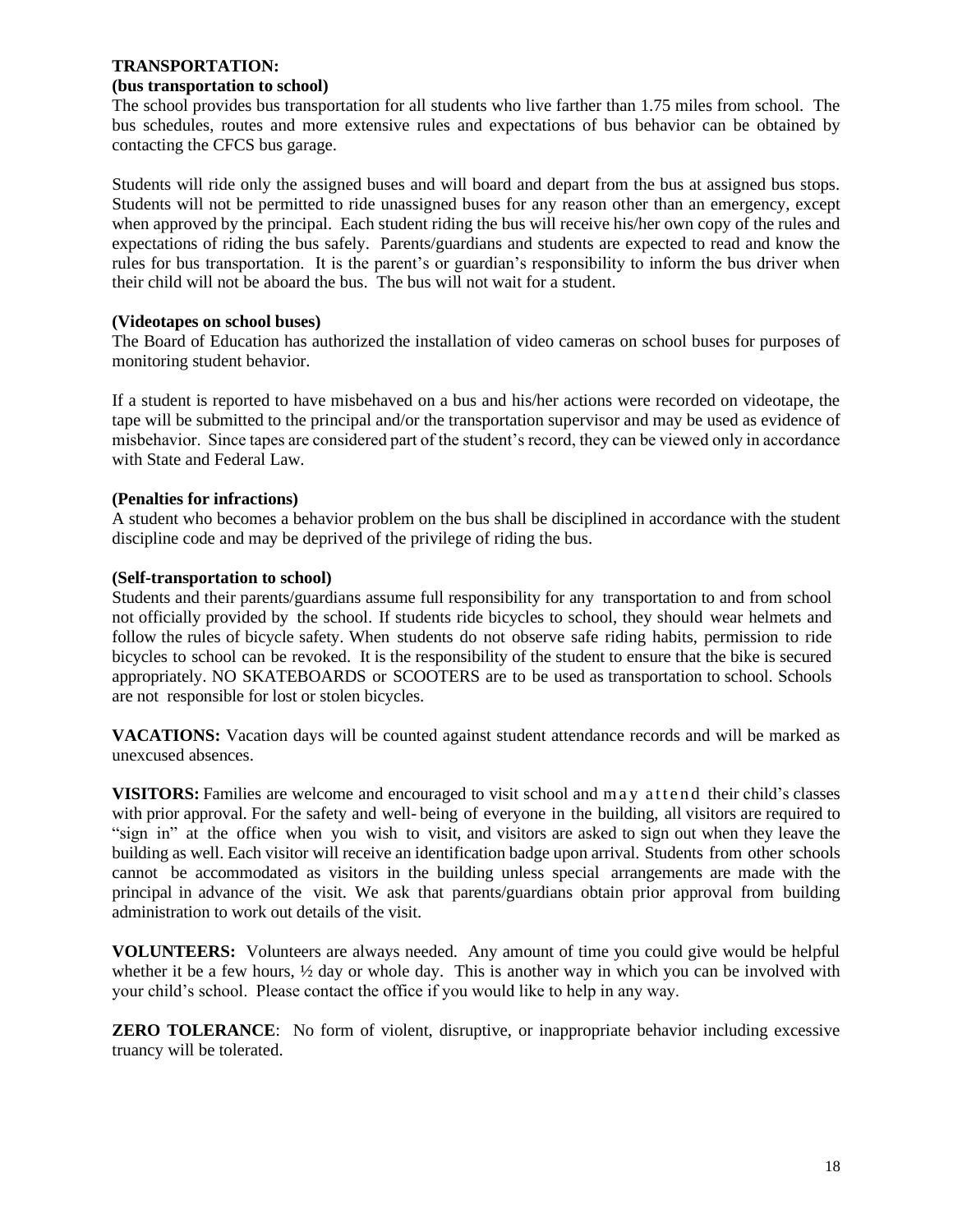**TRANSPORTATION:**

**(bus transportation to school)**

The school provides bus transportation for all students who live farther than 1.75 miles from school. The bus schedules, routes and more extensive rules and expectations of bus behavior can be obtained by contacting the CFCS bus garage.

Students will ride only the assigned buses and will board and depart from the bus at assigned bus stops. Students will not be permitted to ride unassigned buses for any reason other than an emergency, except when approved by the principal. Each student riding the bus will receive his/her own copy of the rules and expectations of riding the bus safely. Parents/guardians and students are expected to read and know the rules for bus transportation. It is the parent's or guardian's responsibility to inform the bus driver when their child will not be aboard the bus. The bus will not wait for a student.

**(Videotapes on school buses)**

The Board of Education has authorized the installation of video cameras on school buses for purposes of monitoring student behavior.

If a student is reported to have misbehaved on a bus and his/her actions were recorded on videotape, the tape will be submitted to the principal and/or the transportation supervisor and may be used as evidence of misbehavior. Since tapes are considered part of the student's record, they can be viewed only in accordance with State and Federal Law.

**(Penalties for infractions)**

A student who becomes a behavior problem on the bus shall be disciplined in accordance with the student discipline code and may be deprived of the privilege of riding the bus.

**(Self-transportation to school)**

Students and their parents/guardians assume full responsibility for any transportation to and from school not officially provided by the school. If students ride bicycles to school, they should wear helmets and follow the rules of bicycle safety. When students do not observe safe riding habits, permission to ride bicycles to school can be revoked. It is the responsibility of the student to ensure that the bike is secured appropriately. NO SKATEBOARDS or SCOOTERS are to be used as transportation to school. Schools are not responsible for lost or stolen bicycles.

**VACATIONS:** Vacation days will be counted against student attendance records and will be marked as unexcused absences.

**VISITORS:** Families are welcome and encouraged to visit school and may attend their child's classes with prior approval. For the safety and well- being of everyone in the building, all visitors are required to "sign in" at the office when you wish to visit, and visitors are asked to sign out when they leave the building as well. Each visitor will receive an identification badge upon arrival. Students from other schools cannot be accommodated as visitors in the building unless special arrangements are made with the principal in advance of the visit. We ask that parents/guardians obtain prior approval from building administration to work out details of the visit.

**VOLUNTEERS:** Volunteers are always needed. Any amount of time you could give would be helpful whether it be a few hours, ½ day or whole day. This is another way in which you can be involved with your child's school. Please contact the office if you would like to help in any way.

**ZERO TOLERANCE**: No form of violent, disruptive, or inappropriate behavior including excessive truancy will be tolerated.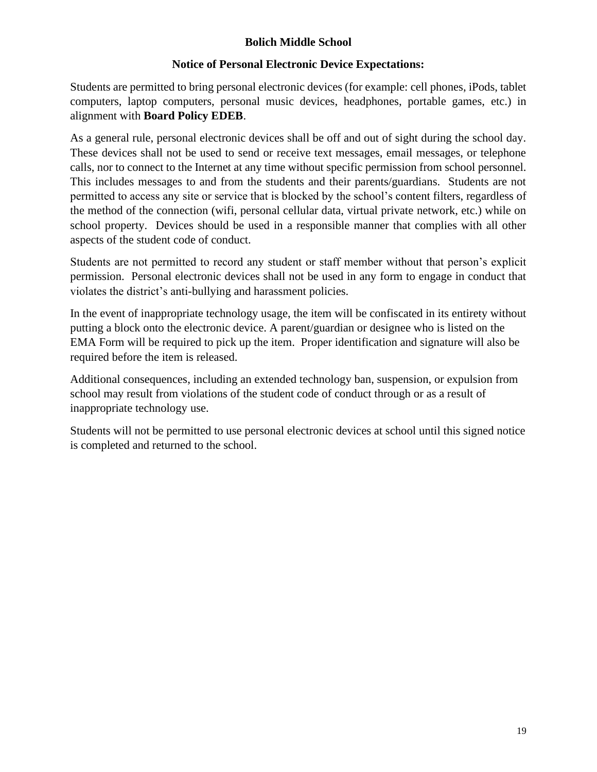**Bolich Middle School**

**Notice of Personal Electronic Device Expectations:**

Students are permitted to bring personal electronic devices (for example: cell phones, iPods, tablet computers, laptop computers, personal music devices, headphones, portable games, etc.) in alignment with **Board Policy EDEB**.

As a general rule, personal electronic devices shall be off and out of sight during the school day. These devices shall not be used to send or receive text messages, email messages, or telephone calls, nor to connect to the Internet at any time without specific permission from school personnel. This includes messages to and from the students and their parents/guardians. Students are not permitted to access any site or service that is blocked by the school's content filters, regardless of the method of the connection (wifi, personal cellular data, virtual private network, etc.) while on school property. Devices should be used in a responsible manner that complies with all other aspects of the student code of conduct.

Students are not permitted to record any student or staff member without that person's explicit permission. Personal electronic devices shall not be used in any form to engage in conduct that violates the district's anti-bullying and harassment policies.

In the event of inappropriate technology usage, the item will be confiscated in its entirety without putting a block onto the electronic device. A parent/guardian or designee who is listed on the EMA Form will be required to pick up the item. Proper identification and signature will also be required before the item is released.

Additional consequences, including an extended technology ban, suspension, or expulsion from school may result from violations of the student code of conduct through or as a result of inappropriate technology use.

Students will not be permitted to use personal electronic devices at school until this signed notice is completed and returned to the school.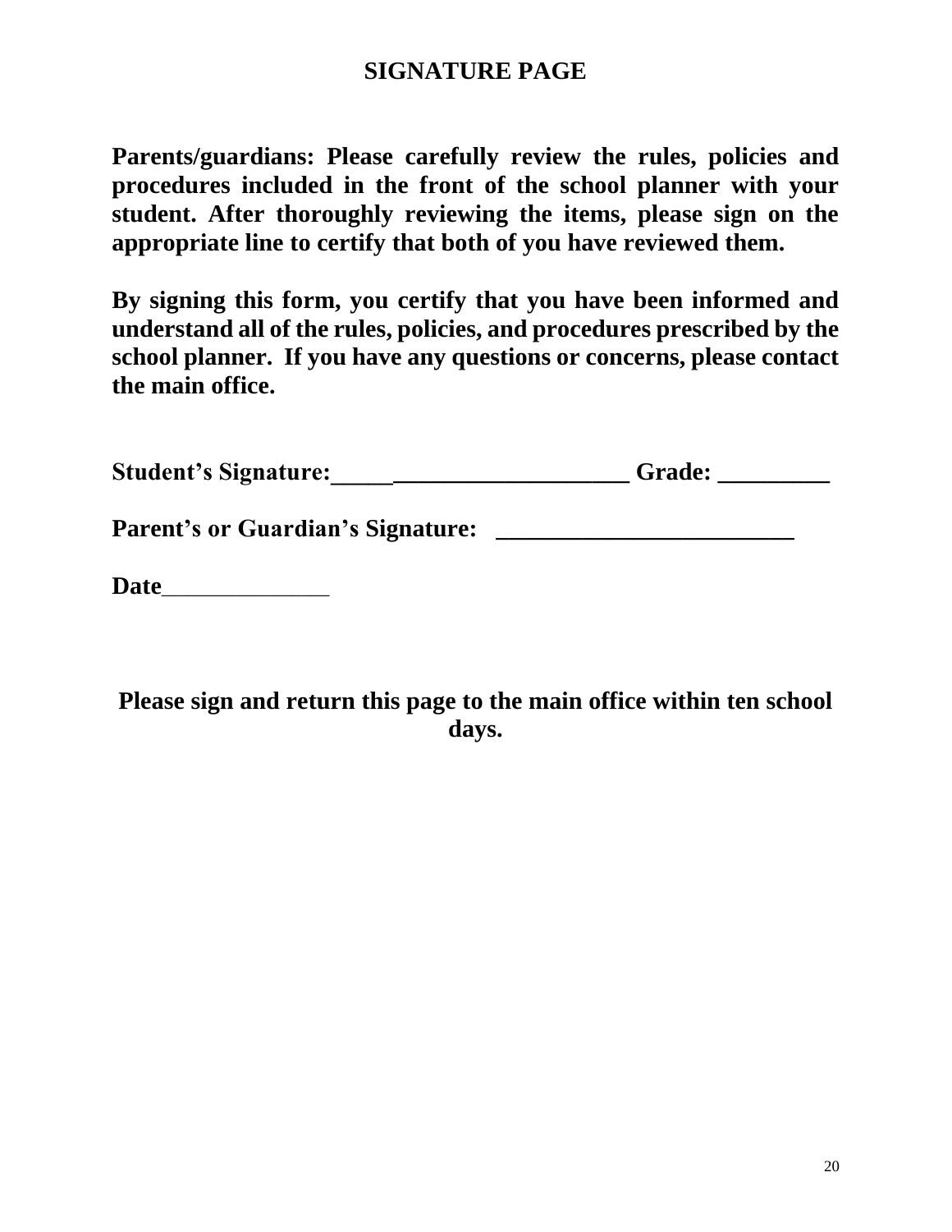# SIGNATURE PAGE

**Parents/guardians: Please carefully review the rules, policies and procedures included in the front of the school planner with your student. After thoroughly reviewing the items, please sign on the appropriate line to certify that both of you have reviewed them.**

**By signing this form, you certify that you have been informed and understand all of the rules, policies, and procedures prescribed by the school planner. If you have any questions or concerns, please contact the main office.**

**Student's Signature:________________________ Grade: _________**

**Parent's or Guardian's Signature: ________________________**

**Date**______________

**Please sign and return this page to the main office within ten school days.**